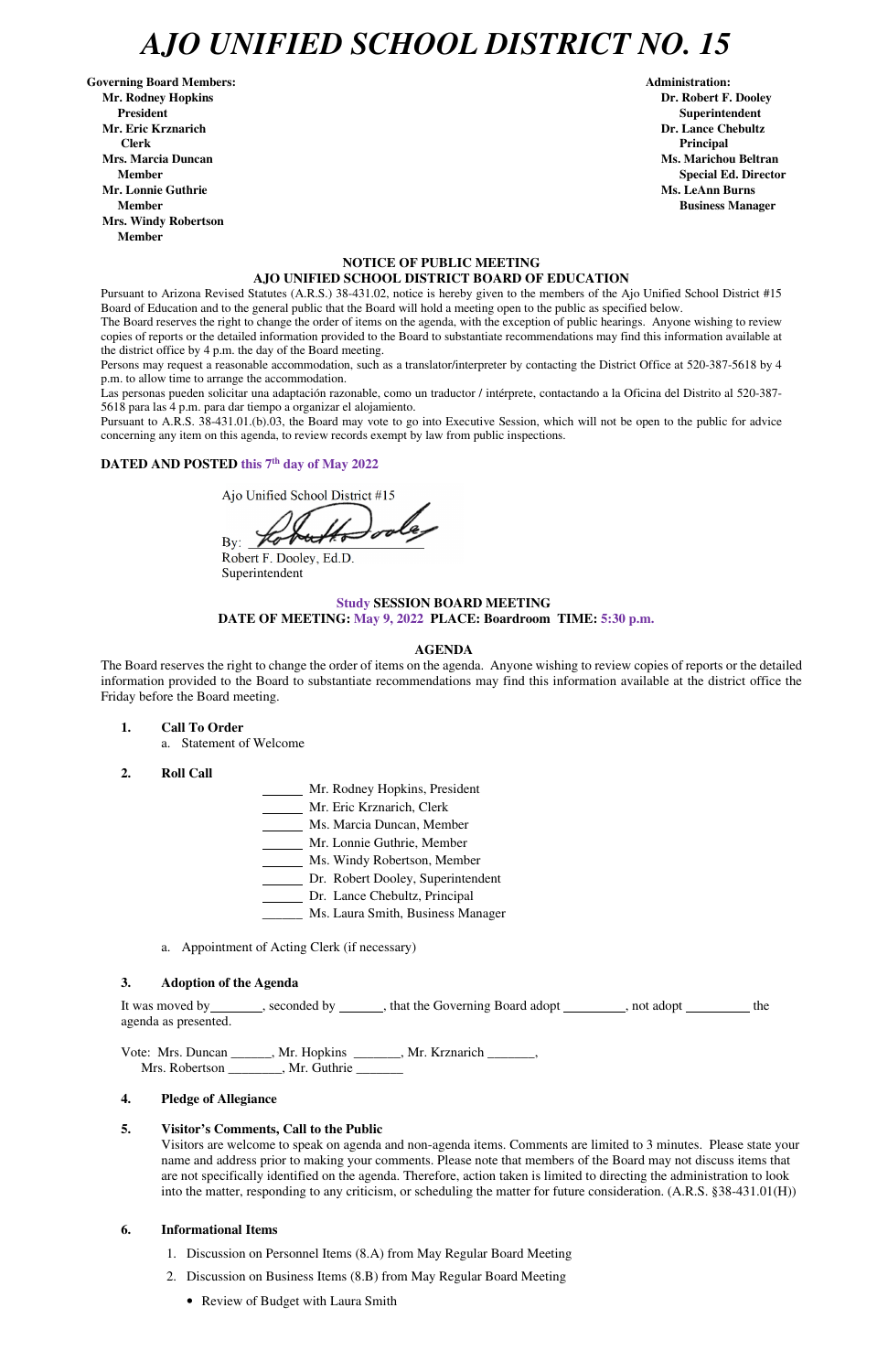# AJO UNIFIED SCHOOL DISTRICT NO. 15

**Governing Board Members:**
**Mr. Rodney Hopkins**
**President**
**Mr. Eric Krznarich**
**Clerk**
**Mrs. Marcia Duncan**
**Member**
**Mr. Lonnie Guthrie**
**Member**
**Mrs. Windy Robertson**
**Member**

**Administration:**
**Dr. Robert F. Dooley**
**Superintendent**
**Dr. Lance Chebultz**
**Principal**
**Ms. Marichou Beltran**
**Special Ed. Director**
**Ms. LeAnn Burns**
**Business Manager**

**NOTICE OF PUBLIC MEETING**
**AJO UNIFIED SCHOOL DISTRICT BOARD OF EDUCATION**

Pursuant to Arizona Revised Statutes (A.R.S.) 38-431.02, notice is hereby given to the members of the Ajo Unified School District #15 Board of Education and to the general public that the Board will hold a meeting open to the public as specified below.
The Board reserves the right to change the order of items on the agenda, with the exception of public hearings. Anyone wishing to review copies of reports or the detailed information provided to the Board to substantiate recommendations may find this information available at the district office by 4 p.m. the day of the Board meeting.
Persons may request a reasonable accommodation, such as a translator/interpreter by contacting the District Office at 520-387-5618 by 4 p.m. to allow time to arrange the accommodation.
Las personas pueden solicitar una adaptación razonable, como un traductor / intérprete, contactando a la Oficina del Distrito al 520-387-5618 para las 4 p.m. para dar tiempo a organizar el alojamiento.
Pursuant to A.R.S. 38-431.01.(b).03, the Board may vote to go into Executive Session, which will not be open to the public for advice concerning any item on this agenda, to review records exempt by law from public inspections.

**DATED AND POSTED this 7th day of May 2022**

Ajo Unified School District #15

By: _______________________
Robert F. Dooley, Ed.D.
Superintendent

**Study SESSION BOARD MEETING**
**DATE OF MEETING: May 9, 2022 PLACE: Boardroom TIME: 5:30 p.m.**

**AGENDA**

The Board reserves the right to change the order of items on the agenda. Anyone wishing to review copies of reports or the detailed information provided to the Board to substantiate recommendations may find this information available at the district office the Friday before the Board meeting.

1. **Call To Order**
   a. Statement of Welcome

2. **Roll Call**

   ______ Mr. Rodney Hopkins, President
   ______ Mr. Eric Krznarich, Clerk
   ______ Ms. Marcia Duncan, Member
   ______ Mr. Lonnie Guthrie, Member
   ______ Ms. Windy Robertson, Member
   ______ Dr. Robert Dooley, Superintendent
   ______ Dr. Lance Chebultz, Principal
   ______ Ms. Laura Smith, Business Manager

   a. Appointment of Acting Clerk (if necessary)

3. **Adoption of the Agenda**

   It was moved by________, seconded by ______, that the Governing Board adopt _________, not adopt _________ the agenda as presented.

   Vote: Mrs. Duncan ______, Mr. Hopkins _______, Mr. Krznarich _______,
   Mrs. Robertson ________, Mr. Guthrie _______

4. **Pledge of Allegiance**

5. **Visitor's Comments, Call to the Public**
   Visitors are welcome to speak on agenda and non-agenda items. Comments are limited to 3 minutes. Please state your name and address prior to making your comments. Please note that members of the Board may not discuss items that are not specifically identified on the agenda. Therefore, action taken is limited to directing the administration to look into the matter, responding to any criticism, or scheduling the matter for future consideration. (A.R.S. §38-431.01(H))

6. **Informational Items**
   1. Discussion on Personnel Items (8.A) from May Regular Board Meeting
   2. Discussion on Business Items (8.B) from May Regular Board Meeting
      - Review of Budget with Laura Smith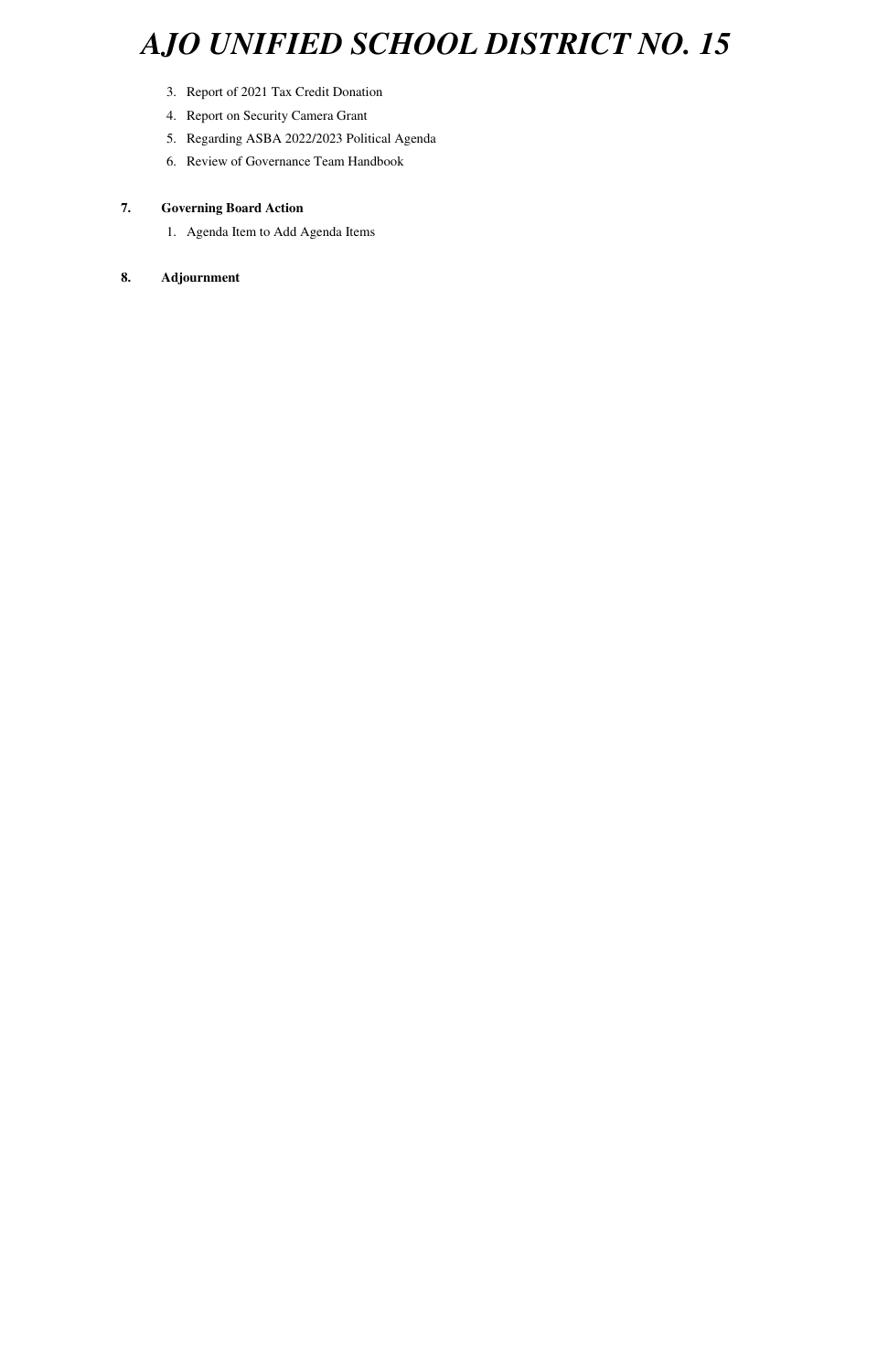3. Report of 2021 Tax Credit Donation
4. Report on Security Camera Grant
5. Regarding ASBA 2022/2023 Political Agenda
6. Review of Governance Team Handbook

**7. Governing Board Action**

1. Agenda Item to Add Agenda Items

**8. Adjournment**